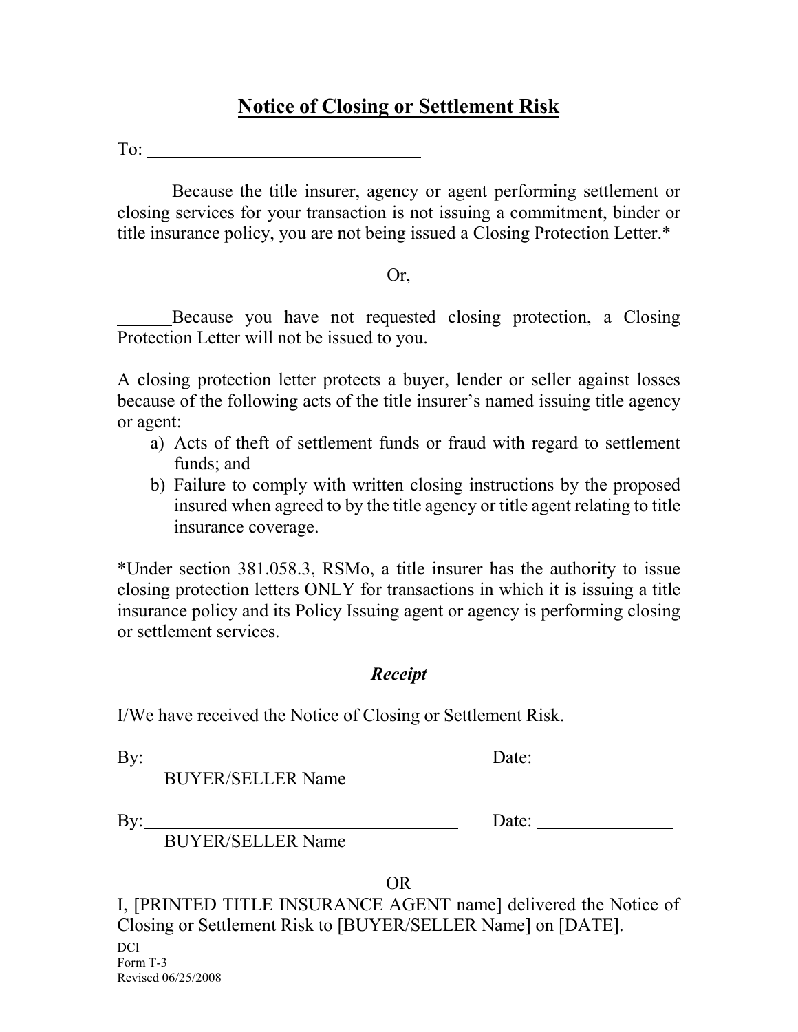# Notice of Closing or Settlement Risk

To: ______________________________

______Because the title insurer, agency or agent performing settlement or closing services for your transaction is not issuing a commitment, binder or title insurance policy, you are not being issued a Closing Protection Letter.*

Or,

______Because you have not requested closing protection, a Closing Protection Letter will not be issued to you.

A closing protection letter protects a buyer, lender or seller against losses because of the following acts of the title insurer's named issuing title agency or agent:

a) Acts of theft of settlement funds or fraud with regard to settlement funds; and
b) Failure to comply with written closing instructions by the proposed insured when agreed to by the title agency or title agent relating to title insurance coverage.

*Under section 381.058.3, RSMo, a title insurer has the authority to issue closing protection letters ONLY for transactions in which it is issuing a title insurance policy and its Policy Issuing agent or agency is performing closing or settlement services.

### *Receipt*

I/We have received the Notice of Closing or Settlement Risk.

By: ____________________________________ Date: _______________
BUYER/SELLER Name

By: ____________________________________ Date: _______________
BUYER/SELLER Name

OR

I, [PRINTED TITLE INSURANCE AGENT name] delivered the Notice of Closing or Settlement Risk to [BUYER/SELLER Name] on [DATE].

DCI
Form T-3
Revised 06/25/2008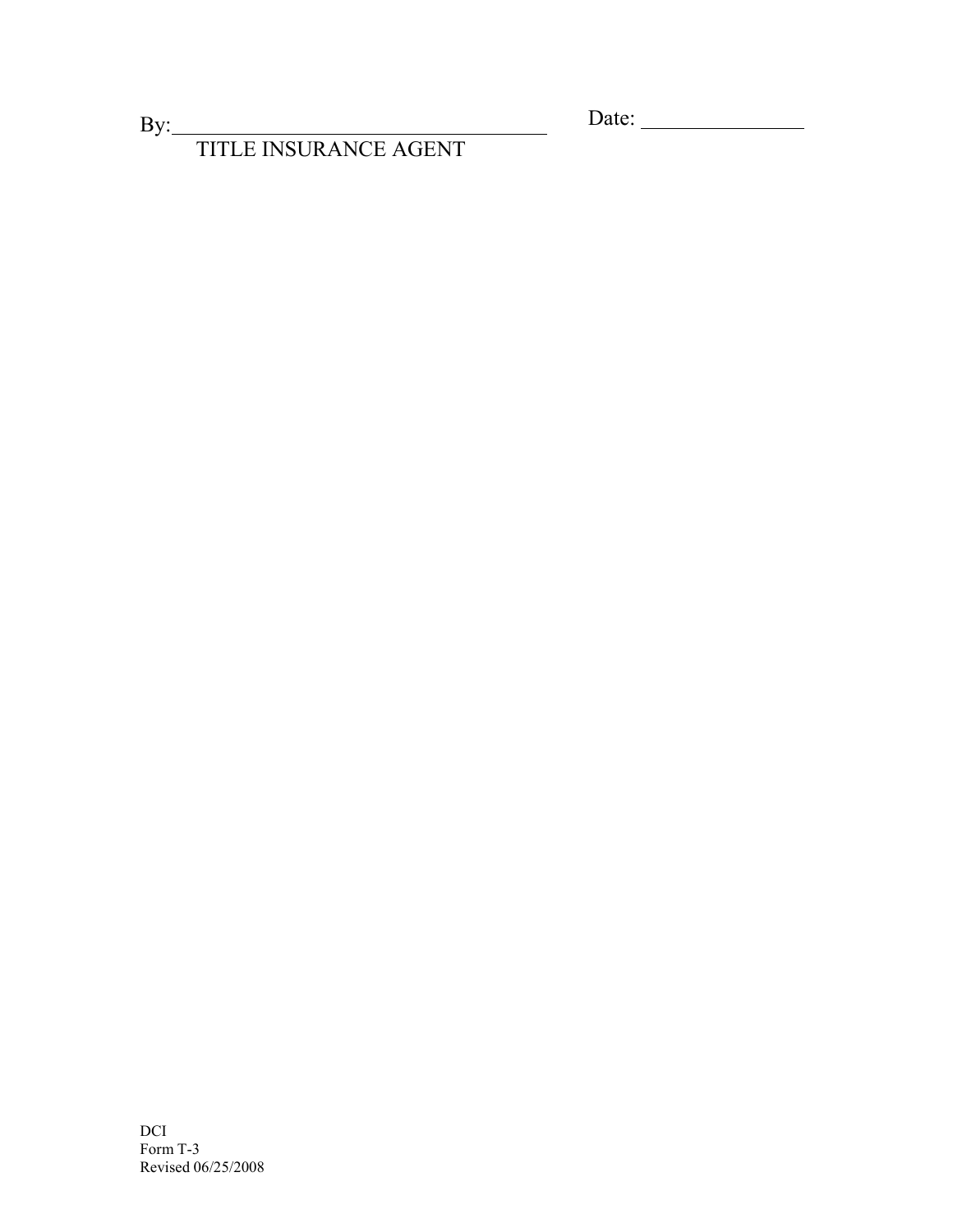By: ____________________________________ Date: _______________

TITLE INSURANCE AGENT

DCI
Form T-3
Revised 06/25/2008